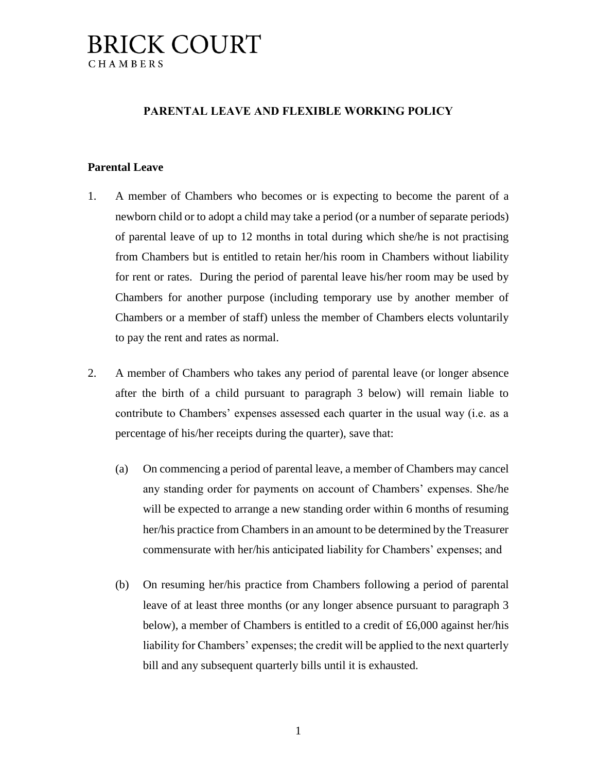# BRICK COURT
CHAMBERS

## PARENTAL LEAVE AND FLEXIBLE WORKING POLICY

### Parental Leave

1. A member of Chambers who becomes or is expecting to become the parent of a newborn child or to adopt a child may take a period (or a number of separate periods) of parental leave of up to 12 months in total during which she/he is not practising from Chambers but is entitled to retain her/his room in Chambers without liability for rent or rates. During the period of parental leave his/her room may be used by Chambers for another purpose (including temporary use by another member of Chambers or a member of staff) unless the member of Chambers elects voluntarily to pay the rent and rates as normal.

2. A member of Chambers who takes any period of parental leave (or longer absence after the birth of a child pursuant to paragraph 3 below) will remain liable to contribute to Chambers' expenses assessed each quarter in the usual way (i.e. as a percentage of his/her receipts during the quarter), save that:

   (a) On commencing a period of parental leave, a member of Chambers may cancel any standing order for payments on account of Chambers' expenses. She/he will be expected to arrange a new standing order within 6 months of resuming her/his practice from Chambers in an amount to be determined by the Treasurer commensurate with her/his anticipated liability for Chambers' expenses; and

   (b) On resuming her/his practice from Chambers following a period of parental leave of at least three months (or any longer absence pursuant to paragraph 3 below), a member of Chambers is entitled to a credit of £6,000 against her/his liability for Chambers' expenses; the credit will be applied to the next quarterly bill and any subsequent quarterly bills until it is exhausted.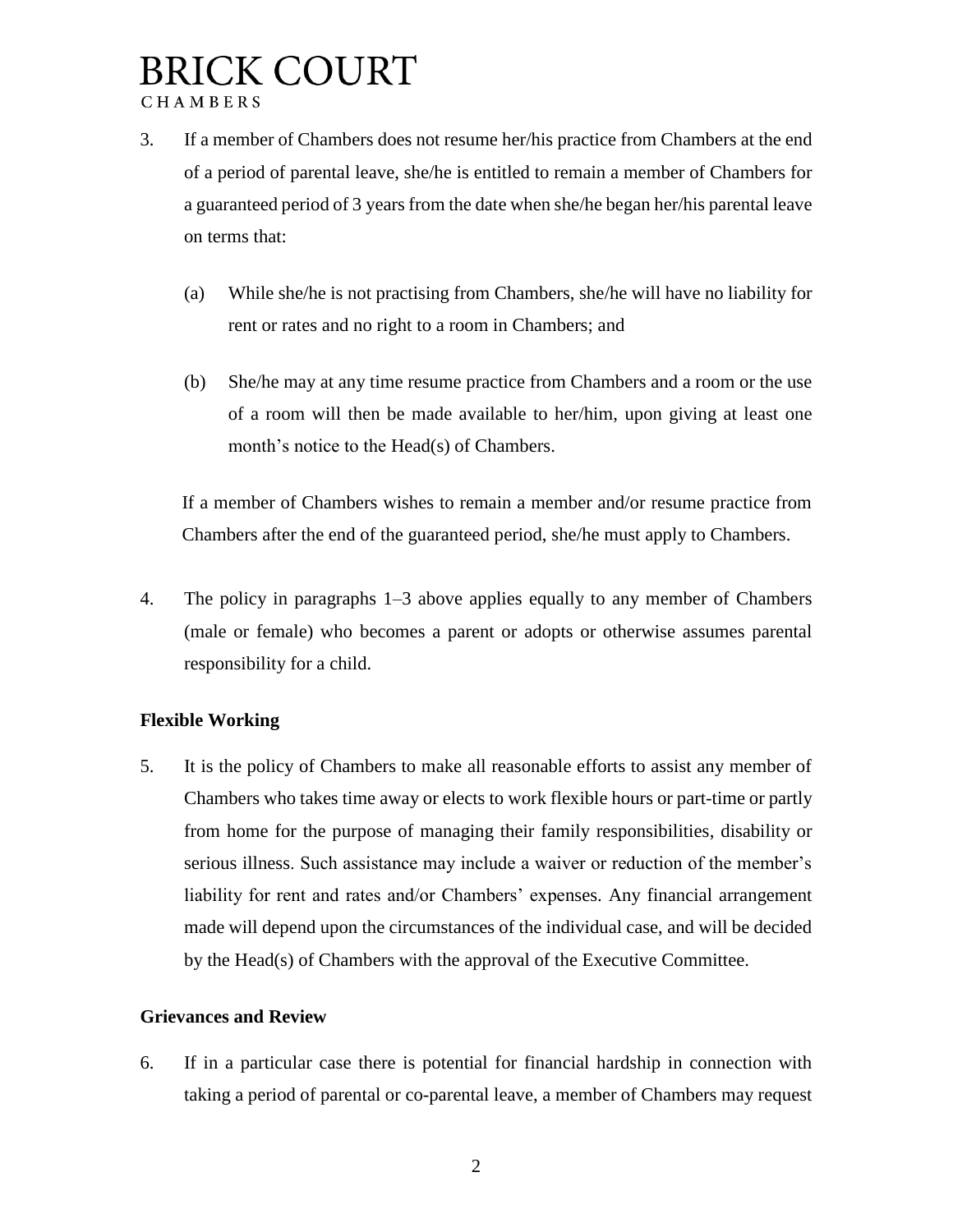3. If a member of Chambers does not resume her/his practice from Chambers at the end of a period of parental leave, she/he is entitled to remain a member of Chambers for a guaranteed period of 3 years from the date when she/he began her/his parental leave on terms that:

   (a) While she/he is not practising from Chambers, she/he will have no liability for rent or rates and no right to a room in Chambers; and

   (b) She/he may at any time resume practice from Chambers and a room or the use of a room will then be made available to her/him, upon giving at least one month's notice to the Head(s) of Chambers.

   If a member of Chambers wishes to remain a member and/or resume practice from Chambers after the end of the guaranteed period, she/he must apply to Chambers.

4. The policy in paragraphs 1–3 above applies equally to any member of Chambers (male or female) who becomes a parent or adopts or otherwise assumes parental responsibility for a child.

### Flexible Working

5. It is the policy of Chambers to make all reasonable efforts to assist any member of Chambers who takes time away or elects to work flexible hours or part-time or partly from home for the purpose of managing their family responsibilities, disability or serious illness. Such assistance may include a waiver or reduction of the member's liability for rent and rates and/or Chambers' expenses. Any financial arrangement made will depend upon the circumstances of the individual case, and will be decided by the Head(s) of Chambers with the approval of the Executive Committee.

### Grievances and Review

6. If in a particular case there is potential for financial hardship in connection with taking a period of parental or co-parental leave, a member of Chambers may request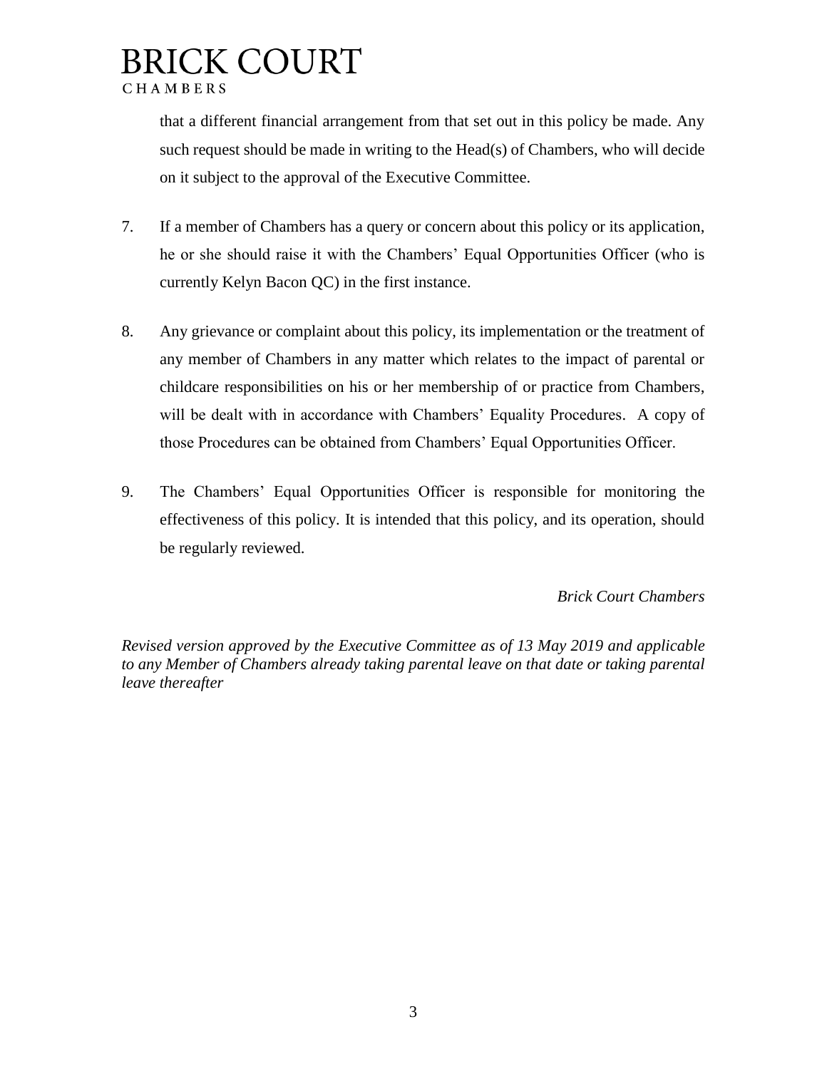that a different financial arrangement from that set out in this policy be made. Any such request should be made in writing to the Head(s) of Chambers, who will decide on it subject to the approval of the Executive Committee.

7. If a member of Chambers has a query or concern about this policy or its application, he or she should raise it with the Chambers' Equal Opportunities Officer (who is currently Kelyn Bacon QC) in the first instance.

8. Any grievance or complaint about this policy, its implementation or the treatment of any member of Chambers in any matter which relates to the impact of parental or childcare responsibilities on his or her membership of or practice from Chambers, will be dealt with in accordance with Chambers' Equality Procedures. A copy of those Procedures can be obtained from Chambers' Equal Opportunities Officer.

9. The Chambers' Equal Opportunities Officer is responsible for monitoring the effectiveness of this policy. It is intended that this policy, and its operation, should be regularly reviewed.

*Brick Court Chambers*

*Revised version approved by the Executive Committee as of 13 May 2019 and applicable to any Member of Chambers already taking parental leave on that date or taking parental leave thereafter*